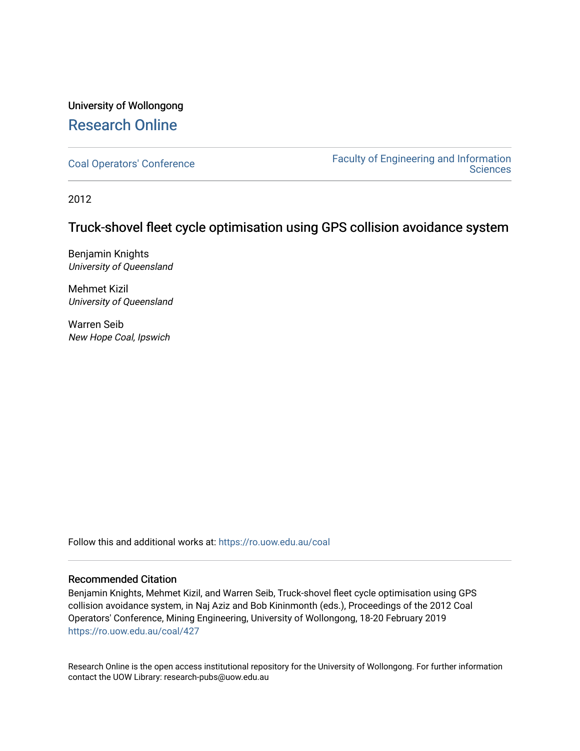University of Wollongong

# Research Online

Coal Operators' Conference

Faculty of Engineering and Information Sciences

2012

## Truck-shovel fleet cycle optimisation using GPS collision avoidance system

Benjamin Knights
*University of Queensland*

Mehmet Kizil
*University of Queensland*

Warren Seib
*New Hope Coal, Ipswich*

Follow this and additional works at: https://ro.uow.edu.au/coal

### Recommended Citation

Benjamin Knights, Mehmet Kizil, and Warren Seib, Truck-shovel fleet cycle optimisation using GPS collision avoidance system, in Naj Aziz and Bob Kininmonth (eds.), Proceedings of the 2012 Coal Operators' Conference, Mining Engineering, University of Wollongong, 18-20 February 2019
https://ro.uow.edu.au/coal/427

Research Online is the open access institutional repository for the University of Wollongong. For further information contact the UOW Library: research-pubs@uow.edu.au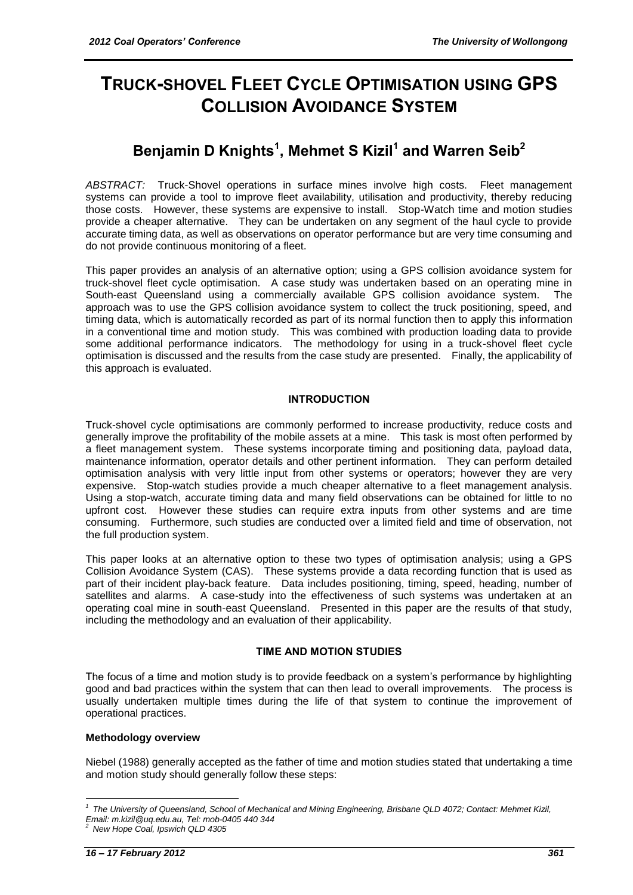# TRUCK-SHOVEL FLEET CYCLE OPTIMISATION USING GPS COLLISION AVOIDANCE SYSTEM

## Benjamin D Knights[1], Mehmet S Kizil[1] and Warren Seib[2]

*ABSTRACT:* Truck-Shovel operations in surface mines involve high costs. Fleet management systems can provide a tool to improve fleet availability, utilisation and productivity, thereby reducing those costs. However, these systems are expensive to install. Stop-Watch time and motion studies provide a cheaper alternative. They can be undertaken on any segment of the haul cycle to provide accurate timing data, as well as observations on operator performance but are very time consuming and do not provide continuous monitoring of a fleet.

This paper provides an analysis of an alternative option; using a GPS collision avoidance system for truck-shovel fleet cycle optimisation. A case study was undertaken based on an operating mine in South-east Queensland using a commercially available GPS collision avoidance system. The approach was to use the GPS collision avoidance system to collect the truck positioning, speed, and timing data, which is automatically recorded as part of its normal function then to apply this information in a conventional time and motion study. This was combined with production loading data to provide some additional performance indicators. The methodology for using in a truck-shovel fleet cycle optimisation is discussed and the results from the case study are presented. Finally, the applicability of this approach is evaluated.

### INTRODUCTION

Truck-shovel cycle optimisations are commonly performed to increase productivity, reduce costs and generally improve the profitability of the mobile assets at a mine. This task is most often performed by a fleet management system. These systems incorporate timing and positioning data, payload data, maintenance information, operator details and other pertinent information. They can perform detailed optimisation analysis with very little input from other systems or operators; however they are very expensive. Stop-watch studies provide a much cheaper alternative to a fleet management analysis. Using a stop-watch, accurate timing data and many field observations can be obtained for little to no upfront cost. However these studies can require extra inputs from other systems and are time consuming. Furthermore, such studies are conducted over a limited field and time of observation, not the full production system.

This paper looks at an alternative option to these two types of optimisation analysis; using a GPS Collision Avoidance System (CAS). These systems provide a data recording function that is used as part of their incident play-back feature. Data includes positioning, timing, speed, heading, number of satellites and alarms. A case-study into the effectiveness of such systems was undertaken at an operating coal mine in south-east Queensland. Presented in this paper are the results of that study, including the methodology and an evaluation of their applicability.

### TIME AND MOTION STUDIES

The focus of a time and motion study is to provide feedback on a system's performance by highlighting good and bad practices within the system that can then lead to overall improvements. The process is usually undertaken multiple times during the life of that system to continue the improvement of operational practices.

#### Methodology overview

Niebel (1988) generally accepted as the father of time and motion studies stated that undertaking a time and motion study should generally follow these steps:

---

[1] The University of Queensland, School of Mechanical and Mining Engineering, Brisbane QLD 4072; Contact: Mehmet Kizil, Email: m.kizil@uq.edu.au, Tel: mob-0405 440 344

[2] New Hope Coal, Ipswich QLD 4305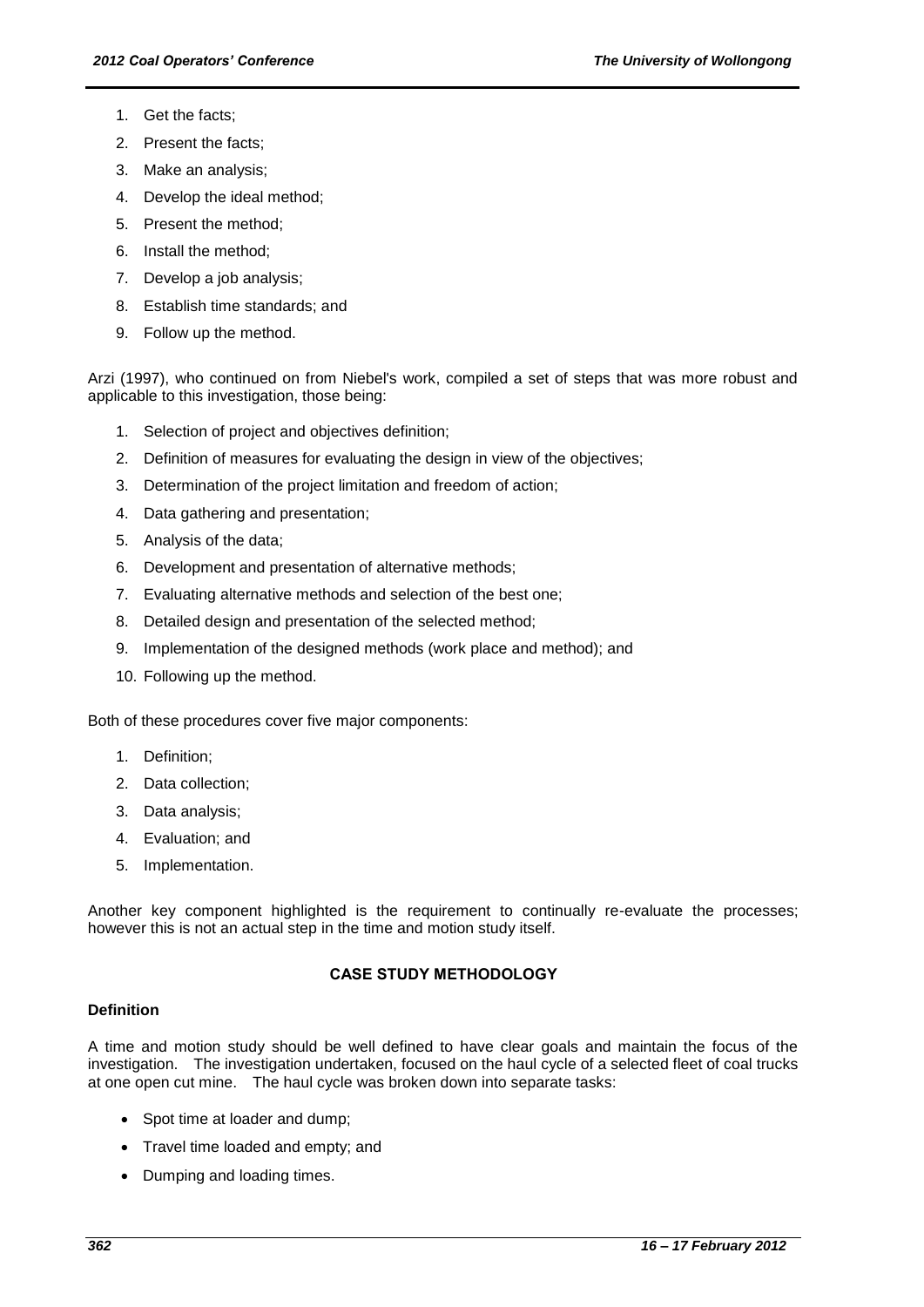1. Get the facts;
2. Present the facts;
3. Make an analysis;
4. Develop the ideal method;
5. Present the method;
6. Install the method;
7. Develop a job analysis;
8. Establish time standards; and
9. Follow up the method.

Arzi (1997), who continued on from Niebel's work, compiled a set of steps that was more robust and applicable to this investigation, those being:

1. Selection of project and objectives definition;
2. Definition of measures for evaluating the design in view of the objectives;
3. Determination of the project limitation and freedom of action;
4. Data gathering and presentation;
5. Analysis of the data;
6. Development and presentation of alternative methods;
7. Evaluating alternative methods and selection of the best one;
8. Detailed design and presentation of the selected method;
9. Implementation of the designed methods (work place and method); and
10. Following up the method.

Both of these procedures cover five major components:

1. Definition;
2. Data collection;
3. Data analysis;
4. Evaluation; and
5. Implementation.

Another key component highlighted is the requirement to continually re-evaluate the processes; however this is not an actual step in the time and motion study itself.

## CASE STUDY METHODOLOGY

### Definition

A time and motion study should be well defined to have clear goals and maintain the focus of the investigation. The investigation undertaken, focused on the haul cycle of a selected fleet of coal trucks at one open cut mine. The haul cycle was broken down into separate tasks:

- Spot time at loader and dump;
- Travel time loaded and empty; and
- Dumping and loading times.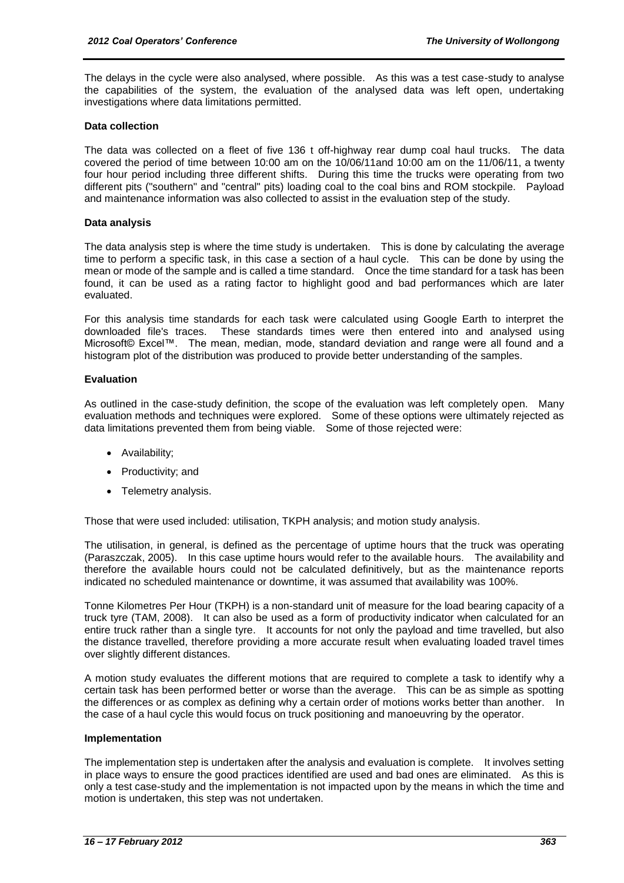The delays in the cycle were also analysed, where possible. As this was a test case-study to analyse the capabilities of the system, the evaluation of the analysed data was left open, undertaking investigations where data limitations permitted.

### Data collection

The data was collected on a fleet of five 136 t off-highway rear dump coal haul trucks. The data covered the period of time between 10:00 am on the 10/06/11and 10:00 am on the 11/06/11, a twenty four hour period including three different shifts. During this time the trucks were operating from two different pits ("southern" and "central" pits) loading coal to the coal bins and ROM stockpile. Payload and maintenance information was also collected to assist in the evaluation step of the study.

### Data analysis

The data analysis step is where the time study is undertaken. This is done by calculating the average time to perform a specific task, in this case a section of a haul cycle. This can be done by using the mean or mode of the sample and is called a time standard. Once the time standard for a task has been found, it can be used as a rating factor to highlight good and bad performances which are later evaluated.

For this analysis time standards for each task were calculated using Google Earth to interpret the downloaded file's traces. These standards times were then entered into and analysed using Microsoft© Excel™. The mean, median, mode, standard deviation and range were all found and a histogram plot of the distribution was produced to provide better understanding of the samples.

### Evaluation

As outlined in the case-study definition, the scope of the evaluation was left completely open. Many evaluation methods and techniques were explored. Some of these options were ultimately rejected as data limitations prevented them from being viable. Some of those rejected were:

- Availability;
- Productivity; and
- Telemetry analysis.

Those that were used included: utilisation, TKPH analysis; and motion study analysis.

The utilisation, in general, is defined as the percentage of uptime hours that the truck was operating (Paraszczak, 2005). In this case uptime hours would refer to the available hours. The availability and therefore the available hours could not be calculated definitively, but as the maintenance reports indicated no scheduled maintenance or downtime, it was assumed that availability was 100%.

Tonne Kilometres Per Hour (TKPH) is a non-standard unit of measure for the load bearing capacity of a truck tyre (TAM, 2008). It can also be used as a form of productivity indicator when calculated for an entire truck rather than a single tyre. It accounts for not only the payload and time travelled, but also the distance travelled, therefore providing a more accurate result when evaluating loaded travel times over slightly different distances.

A motion study evaluates the different motions that are required to complete a task to identify why a certain task has been performed better or worse than the average. This can be as simple as spotting the differences or as complex as defining why a certain order of motions works better than another. In the case of a haul cycle this would focus on truck positioning and manoeuvring by the operator.

### Implementation

The implementation step is undertaken after the analysis and evaluation is complete. It involves setting in place ways to ensure the good practices identified are used and bad ones are eliminated. As this is only a test case-study and the implementation is not impacted upon by the means in which the time and motion is undertaken, this step was not undertaken.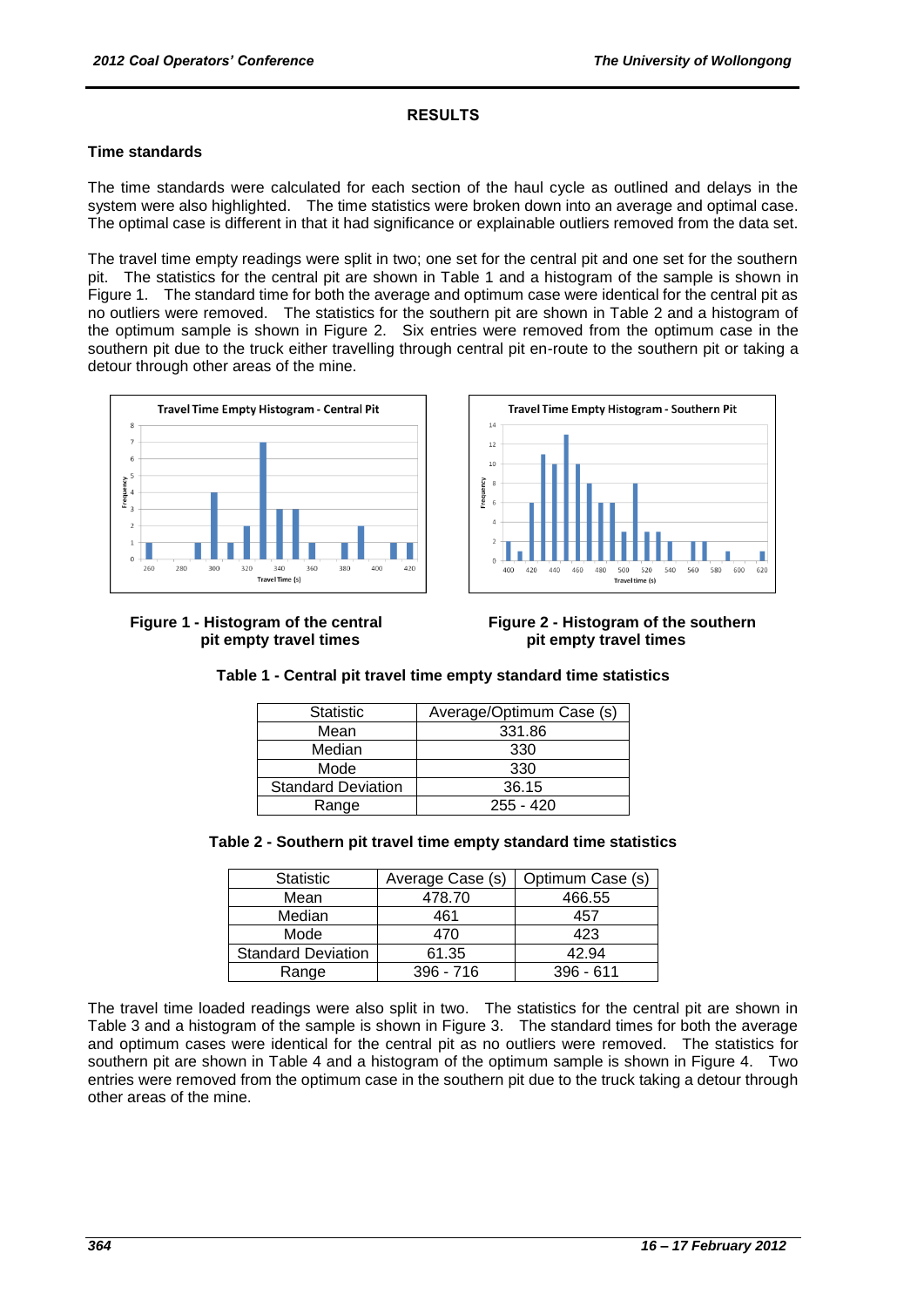## RESULTS

### Time standards

The time standards were calculated for each section of the haul cycle as outlined and delays in the system were also highlighted. The time statistics were broken down into an average and optimal case. The optimal case is different in that it had significance or explainable outliers removed from the data set.

The travel time empty readings were split in two; one set for the central pit and one set for the southern pit. The statistics for the central pit are shown in Table 1 and a histogram of the sample is shown in Figure 1. The standard time for both the average and optimum case were identical for the central pit as no outliers were removed. The statistics for the southern pit are shown in Table 2 and a histogram of the optimum sample is shown in Figure 2. Six entries were removed from the optimum case in the southern pit due to the truck either travelling through central pit en-route to the southern pit or taking a detour through other areas of the mine.

**Figure 1 - Histogram of the central pit empty travel times**

**Figure 2 - Histogram of the southern pit empty travel times**

**Table 1 - Central pit travel time empty standard time statistics**

| Statistic | Average/Optimum Case (s) |
|---|---|
| Mean | 331.86 |
| Median | 330 |
| Mode | 330 |
| Standard Deviation | 36.15 |
| Range | 255 - 420 |

**Table 2 - Southern pit travel time empty standard time statistics**

| Statistic | Average Case (s) | Optimum Case (s) |
|---|---|---|
| Mean | 478.70 | 466.55 |
| Median | 461 | 457 |
| Mode | 470 | 423 |
| Standard Deviation | 61.35 | 42.94 |
| Range | 396 - 716 | 396 - 611 |

The travel time loaded readings were also split in two. The statistics for the central pit are shown in Table 3 and a histogram of the sample is shown in Figure 3. The standard times for both the average and optimum cases were identical for the central pit as no outliers were removed. The statistics for southern pit are shown in Table 4 and a histogram of the optimum sample is shown in Figure 4. Two entries were removed from the optimum case in the southern pit due to the truck taking a detour through other areas of the mine.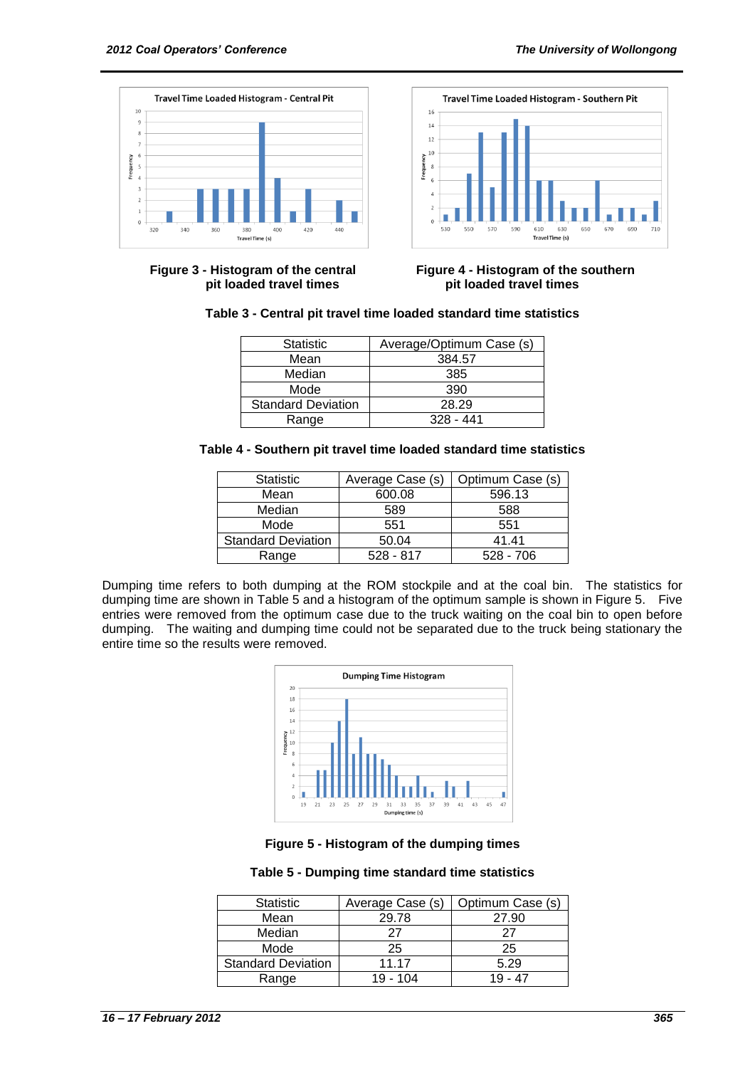**Figure 3 - Histogram of the central pit loaded travel times**

**Figure 4 - Histogram of the southern pit loaded travel times**

**Table 3 - Central pit travel time loaded standard time statistics**

| Statistic | Average/Optimum Case (s) |
|---|---|
| Mean | 384.57 |
| Median | 385 |
| Mode | 390 |
| Standard Deviation | 28.29 |
| Range | 328 - 441 |

**Table 4 - Southern pit travel time loaded standard time statistics**

| Statistic | Average Case (s) | Optimum Case (s) |
|---|---|---|
| Mean | 600.08 | 596.13 |
| Median | 589 | 588 |
| Mode | 551 | 551 |
| Standard Deviation | 50.04 | 41.41 |
| Range | 528 - 817 | 528 - 706 |

Dumping time refers to both dumping at the ROM stockpile and at the coal bin. The statistics for dumping time are shown in Table 5 and a histogram of the optimum sample is shown in Figure 5. Five entries were removed from the optimum case due to the truck waiting on the coal bin to open before dumping. The waiting and dumping time could not be separated due to the truck being stationary the entire time so the results were removed.

**Figure 5 - Histogram of the dumping times**

**Table 5 - Dumping time standard time statistics**

| Statistic | Average Case (s) | Optimum Case (s) |
|---|---|---|
| Mean | 29.78 | 27.90 |
| Median | 27 | 27 |
| Mode | 25 | 25 |
| Standard Deviation | 11.17 | 5.29 |
| Range | 19 - 104 | 19 - 47 |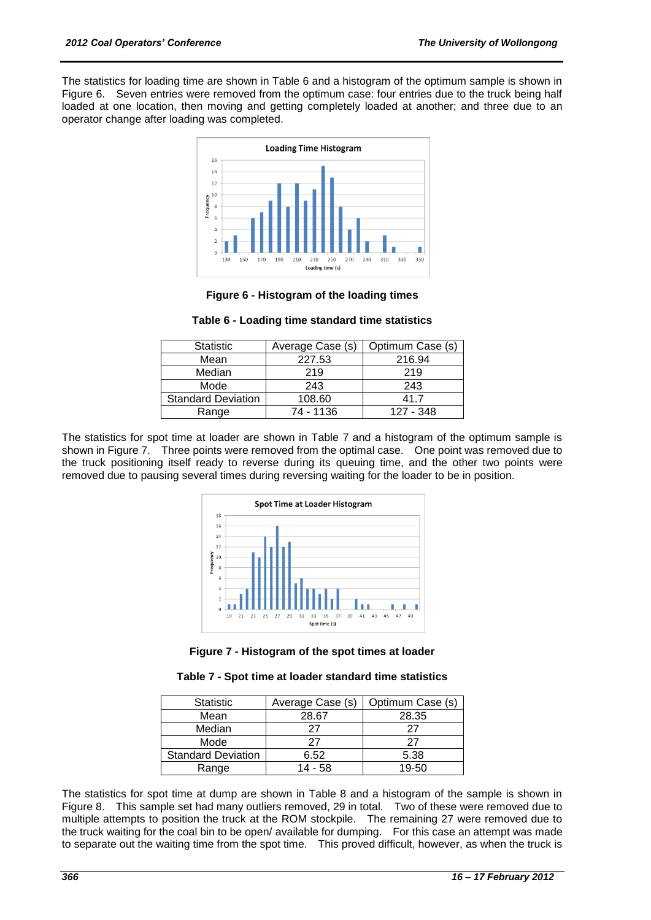The statistics for loading time are shown in Table 6 and a histogram of the optimum sample is shown in Figure 6. Seven entries were removed from the optimum case: four entries due to the truck being half loaded at one location, then moving and getting completely loaded at another; and three due to an operator change after loading was completed.

**Figure 6 - Histogram of the loading times**

**Table 6 - Loading time standard time statistics**

| Statistic | Average Case (s) | Optimum Case (s) |
|---|---|---|
| Mean | 227.53 | 216.94 |
| Median | 219 | 219 |
| Mode | 243 | 243 |
| Standard Deviation | 108.60 | 41.7 |
| Range | 74 - 1136 | 127 - 348 |

The statistics for spot time at loader are shown in Table 7 and a histogram of the optimum sample is shown in Figure 7. Three points were removed from the optimal case. One point was removed due to the truck positioning itself ready to reverse during its queuing time, and the other two points were removed due to pausing several times during reversing waiting for the loader to be in position.

**Figure 7 - Histogram of the spot times at loader**

**Table 7 - Spot time at loader standard time statistics**

| Statistic | Average Case (s) | Optimum Case (s) |
|---|---|---|
| Mean | 28.67 | 28.35 |
| Median | 27 | 27 |
| Mode | 27 | 27 |
| Standard Deviation | 6.52 | 5.38 |
| Range | 14 - 58 | 19-50 |

The statistics for spot time at dump are shown in Table 8 and a histogram of the sample is shown in Figure 8. This sample set had many outliers removed, 29 in total. Two of these were removed due to multiple attempts to position the truck at the ROM stockpile. The remaining 27 were removed due to the truck waiting for the coal bin to be open/ available for dumping. For this case an attempt was made to separate out the waiting time from the spot time. This proved difficult, however, as when the truck is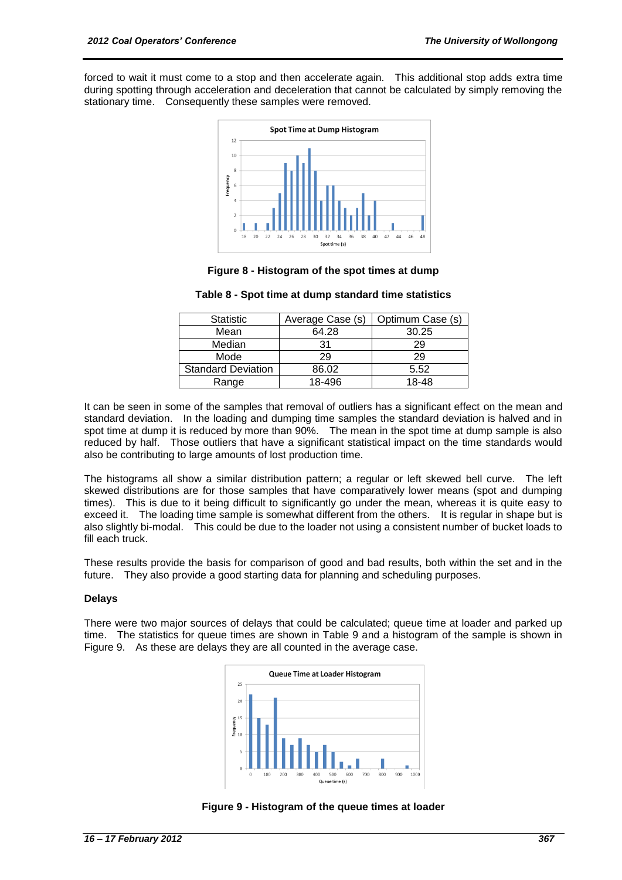forced to wait it must come to a stop and then accelerate again. This additional stop adds extra time during spotting through acceleration and deceleration that cannot be calculated by simply removing the stationary time. Consequently these samples were removed.

**Figure 8 - Histogram of the spot times at dump**

**Table 8 - Spot time at dump standard time statistics**

| Statistic | Average Case (s) | Optimum Case (s) |
|---|---|---|
| Mean | 64.28 | 30.25 |
| Median | 31 | 29 |
| Mode | 29 | 29 |
| Standard Deviation | 86.02 | 5.52 |
| Range | 18-496 | 18-48 |

It can be seen in some of the samples that removal of outliers has a significant effect on the mean and standard deviation. In the loading and dumping time samples the standard deviation is halved and in spot time at dump it is reduced by more than 90%. The mean in the spot time at dump sample is also reduced by half. Those outliers that have a significant statistical impact on the time standards would also be contributing to large amounts of lost production time.

The histograms all show a similar distribution pattern; a regular or left skewed bell curve. The left skewed distributions are for those samples that have comparatively lower means (spot and dumping times). This is due to it being difficult to significantly go under the mean, whereas it is quite easy to exceed it. The loading time sample is somewhat different from the others. It is regular in shape but is also slightly bi-modal. This could be due to the loader not using a consistent number of bucket loads to fill each truck.

These results provide the basis for comparison of good and bad results, both within the set and in the future. They also provide a good starting data for planning and scheduling purposes.

### Delays

There were two major sources of delays that could be calculated; queue time at loader and parked up time. The statistics for queue times are shown in Table 9 and a histogram of the sample is shown in Figure 9. As these are delays they are all counted in the average case.

**Figure 9 - Histogram of the queue times at loader**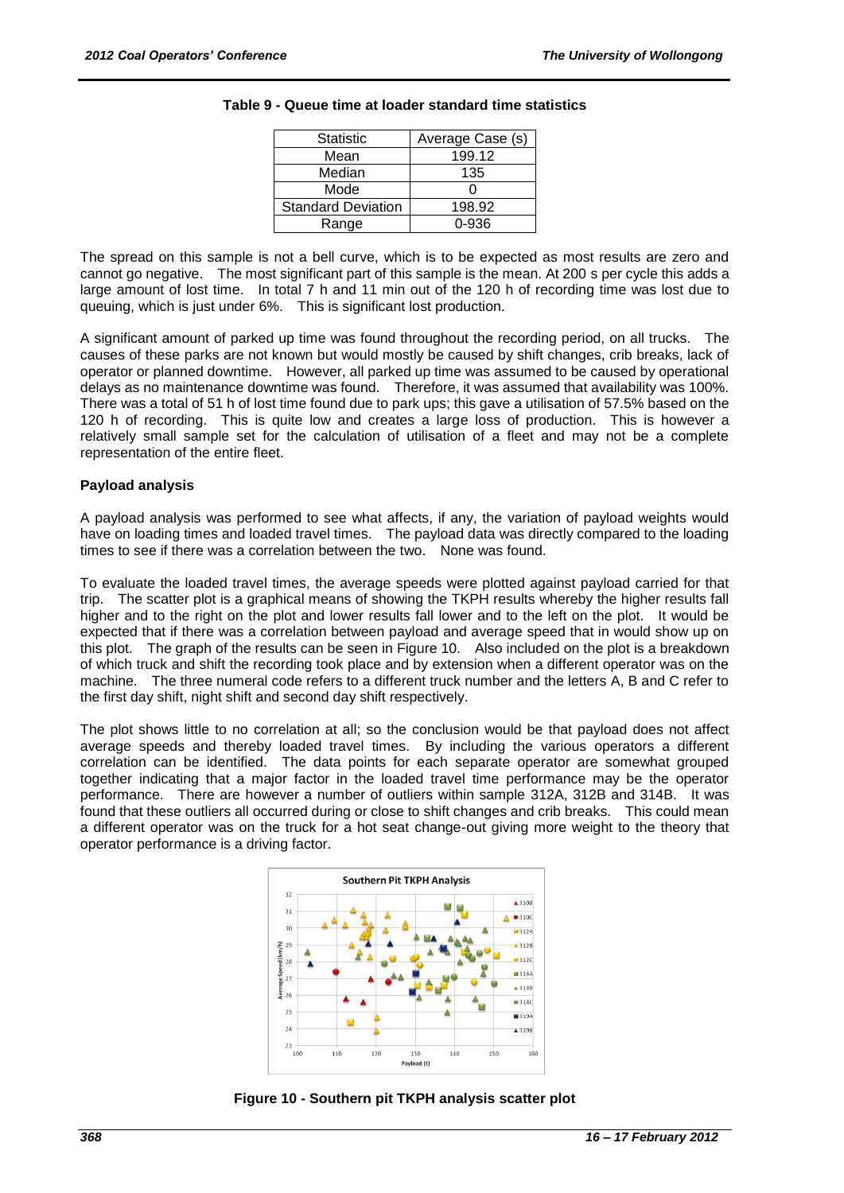**Table 9 - Queue time at loader standard time statistics**

| Statistic | Average Case (s) |
|---|---|
| Mean | 199.12 |
| Median | 135 |
| Mode | 0 |
| Standard Deviation | 198.92 |
| Range | 0-936 |

The spread on this sample is not a bell curve, which is to be expected as most results are zero and cannot go negative. The most significant part of this sample is the mean. At 200 s per cycle this adds a large amount of lost time. In total 7 h and 11 min out of the 120 h of recording time was lost due to queuing, which is just under 6%. This is significant lost production.

A significant amount of parked up time was found throughout the recording period, on all trucks. The causes of these parks are not known but would mostly be caused by shift changes, crib breaks, lack of operator or planned downtime. However, all parked up time was assumed to be caused by operational delays as no maintenance downtime was found. Therefore, it was assumed that availability was 100%. There was a total of 51 h of lost time found due to park ups; this gave a utilisation of 57.5% based on the 120 h of recording. This is quite low and creates a large loss of production. This is however a relatively small sample set for the calculation of utilisation of a fleet and may not be a complete representation of the entire fleet.

### Payload analysis

A payload analysis was performed to see what affects, if any, the variation of payload weights would have on loading times and loaded travel times. The payload data was directly compared to the loading times to see if there was a correlation between the two. None was found.

To evaluate the loaded travel times, the average speeds were plotted against payload carried for that trip. The scatter plot is a graphical means of showing the TKPH results whereby the higher results fall higher and to the right on the plot and lower results fall lower and to the left on the plot. It would be expected that if there was a correlation between payload and average speed that in would show up on this plot. The graph of the results can be seen in Figure 10. Also included on the plot is a breakdown of which truck and shift the recording took place and by extension when a different operator was on the machine. The three numeral code refers to a different truck number and the letters A, B and C refer to the first day shift, night shift and second day shift respectively.

The plot shows little to no correlation at all; so the conclusion would be that payload does not affect average speeds and thereby loaded travel times. By including the various operators a different correlation can be identified. The data points for each separate operator are somewhat grouped together indicating that a major factor in the loaded travel time performance may be the operator performance. There are however a number of outliers within sample 312A, 312B and 314B. It was found that these outliers all occurred during or close to shift changes and crib breaks. This could mean a different operator was on the truck for a hot seat change-out giving more weight to the theory that operator performance is a driving factor.

**Figure 10 - Southern pit TKPH analysis scatter plot**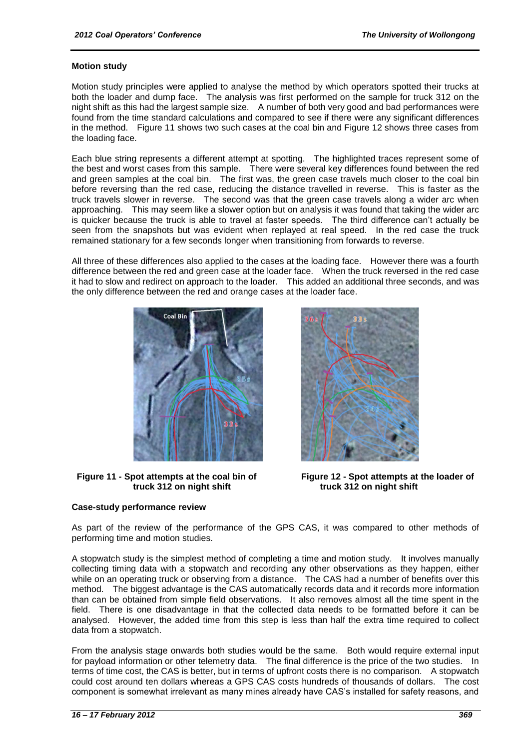### Motion study

Motion study principles were applied to analyse the method by which operators spotted their trucks at both the loader and dump face. The analysis was first performed on the sample for truck 312 on the night shift as this had the largest sample size. A number of both very good and bad performances were found from the time standard calculations and compared to see if there were any significant differences in the method. Figure 11 shows two such cases at the coal bin and Figure 12 shows three cases from the loading face.

Each blue string represents a different attempt at spotting. The highlighted traces represent some of the best and worst cases from this sample. There were several key differences found between the red and green samples at the coal bin. The first was, the green case travels much closer to the coal bin before reversing than the red case, reducing the distance travelled in reverse. This is faster as the truck travels slower in reverse. The second was that the green case travels along a wider arc when approaching. This may seem like a slower option but on analysis it was found that taking the wider arc is quicker because the truck is able to travel at faster speeds. The third difference can't actually be seen from the snapshots but was evident when replayed at real speed. In the red case the truck remained stationary for a few seconds longer when transitioning from forwards to reverse.

All three of these differences also applied to the cases at the loading face. However there was a fourth difference between the red and green case at the loader face. When the truck reversed in the red case it had to slow and redirect on approach to the loader. This added an additional three seconds, and was the only difference between the red and orange cases at the loader face.

**Figure 11 - Spot attempts at the coal bin of truck 312 on night shift**

**Figure 12 - Spot attempts at the loader of truck 312 on night shift**

### Case-study performance review

As part of the review of the performance of the GPS CAS, it was compared to other methods of performing time and motion studies.

A stopwatch study is the simplest method of completing a time and motion study. It involves manually collecting timing data with a stopwatch and recording any other observations as they happen, either while on an operating truck or observing from a distance. The CAS had a number of benefits over this method. The biggest advantage is the CAS automatically records data and it records more information than can be obtained from simple field observations. It also removes almost all the time spent in the field. There is one disadvantage in that the collected data needs to be formatted before it can be analysed. However, the added time from this step is less than half the extra time required to collect data from a stopwatch.

From the analysis stage onwards both studies would be the same. Both would require external input for payload information or other telemetry data. The final difference is the price of the two studies. In terms of time cost, the CAS is better, but in terms of upfront costs there is no comparison. A stopwatch could cost around ten dollars whereas a GPS CAS costs hundreds of thousands of dollars. The cost component is somewhat irrelevant as many mines already have CAS's installed for safety reasons, and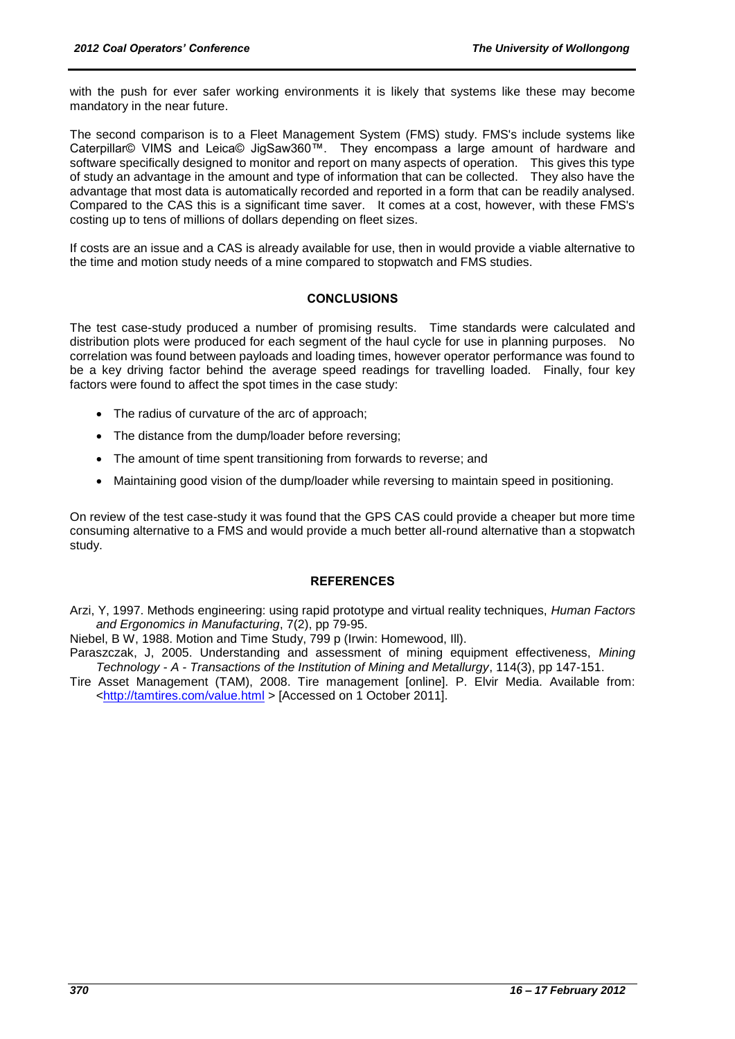with the push for ever safer working environments it is likely that systems like these may become mandatory in the near future.

The second comparison is to a Fleet Management System (FMS) study. FMS's include systems like Caterpillar© VIMS and Leica© JigSaw360™. They encompass a large amount of hardware and software specifically designed to monitor and report on many aspects of operation. This gives this type of study an advantage in the amount and type of information that can be collected. They also have the advantage that most data is automatically recorded and reported in a form that can be readily analysed. Compared to the CAS this is a significant time saver. It comes at a cost, however, with these FMS's costing up to tens of millions of dollars depending on fleet sizes.

If costs are an issue and a CAS is already available for use, then in would provide a viable alternative to the time and motion study needs of a mine compared to stopwatch and FMS studies.

## CONCLUSIONS

The test case-study produced a number of promising results. Time standards were calculated and distribution plots were produced for each segment of the haul cycle for use in planning purposes. No correlation was found between payloads and loading times, however operator performance was found to be a key driving factor behind the average speed readings for travelling loaded. Finally, four key factors were found to affect the spot times in the case study:

- The radius of curvature of the arc of approach;
- The distance from the dump/loader before reversing;
- The amount of time spent transitioning from forwards to reverse; and
- Maintaining good vision of the dump/loader while reversing to maintain speed in positioning.

On review of the test case-study it was found that the GPS CAS could provide a cheaper but more time consuming alternative to a FMS and would provide a much better all-round alternative than a stopwatch study.

## REFERENCES

Arzi, Y, 1997. Methods engineering: using rapid prototype and virtual reality techniques, *Human Factors and Ergonomics in Manufacturing*, 7(2), pp 79-95.

Niebel, B W, 1988. Motion and Time Study, 799 p (Irwin: Homewood, Ill).

Paraszczak, J, 2005. Understanding and assessment of mining equipment effectiveness, *Mining Technology - A - Transactions of the Institution of Mining and Metallurgy*, 114(3), pp 147-151.

Tire Asset Management (TAM), 2008. Tire management [online]. P. Elvir Media. Available from: <http://tamtires.com/value.html > [Accessed on 1 October 2011].